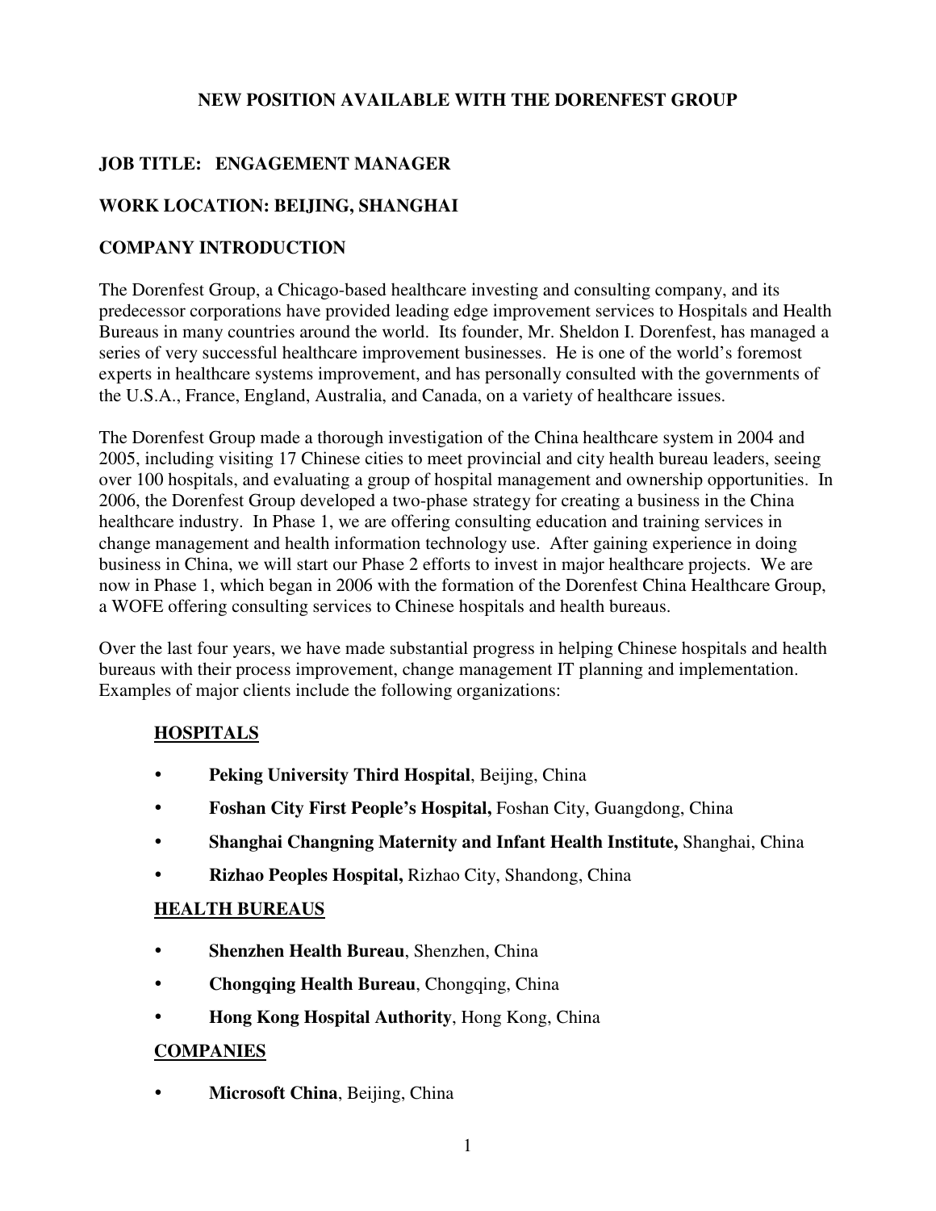# NEW POSITION AVAILABLE WITH THE DORENFEST GROUP

## JOB TITLE: ENGAGEMENT MANAGER

## WORK LOCATION: BEIJING, SHANGHAI

## COMPANY INTRODUCTION

The Dorenfest Group, a Chicago-based healthcare investing and consulting company, and its predecessor corporations have provided leading edge improvement services to Hospitals and Health Bureaus in many countries around the world. Its founder, Mr. Sheldon I. Dorenfest, has managed a series of very successful healthcare improvement businesses. He is one of the world's foremost experts in healthcare systems improvement, and has personally consulted with the governments of the U.S.A., France, England, Australia, and Canada, on a variety of healthcare issues.

The Dorenfest Group made a thorough investigation of the China healthcare system in 2004 and 2005, including visiting 17 Chinese cities to meet provincial and city health bureau leaders, seeing over 100 hospitals, and evaluating a group of hospital management and ownership opportunities. In 2006, the Dorenfest Group developed a two-phase strategy for creating a business in the China healthcare industry. In Phase 1, we are offering consulting education and training services in change management and health information technology use. After gaining experience in doing business in China, we will start our Phase 2 efforts to invest in major healthcare projects. We are now in Phase 1, which began in 2006 with the formation of the Dorenfest China Healthcare Group, a WOFE offering consulting services to Chinese hospitals and health bureaus.

Over the last four years, we have made substantial progress in helping Chinese hospitals and health bureaus with their process improvement, change management IT planning and implementation. Examples of major clients include the following organizations:

### HOSPITALS

- **Peking University Third Hospital**, Beijing, China
- **Foshan City First People's Hospital,** Foshan City, Guangdong, China
- **Shanghai Changning Maternity and Infant Health Institute,** Shanghai, China
- **Rizhao Peoples Hospital,** Rizhao City, Shandong, China

### HEALTH BUREAUS

- **Shenzhen Health Bureau**, Shenzhen, China
- **Chongqing Health Bureau**, Chongqing, China
- **Hong Kong Hospital Authority**, Hong Kong, China

### COMPANIES

- **Microsoft China**, Beijing, China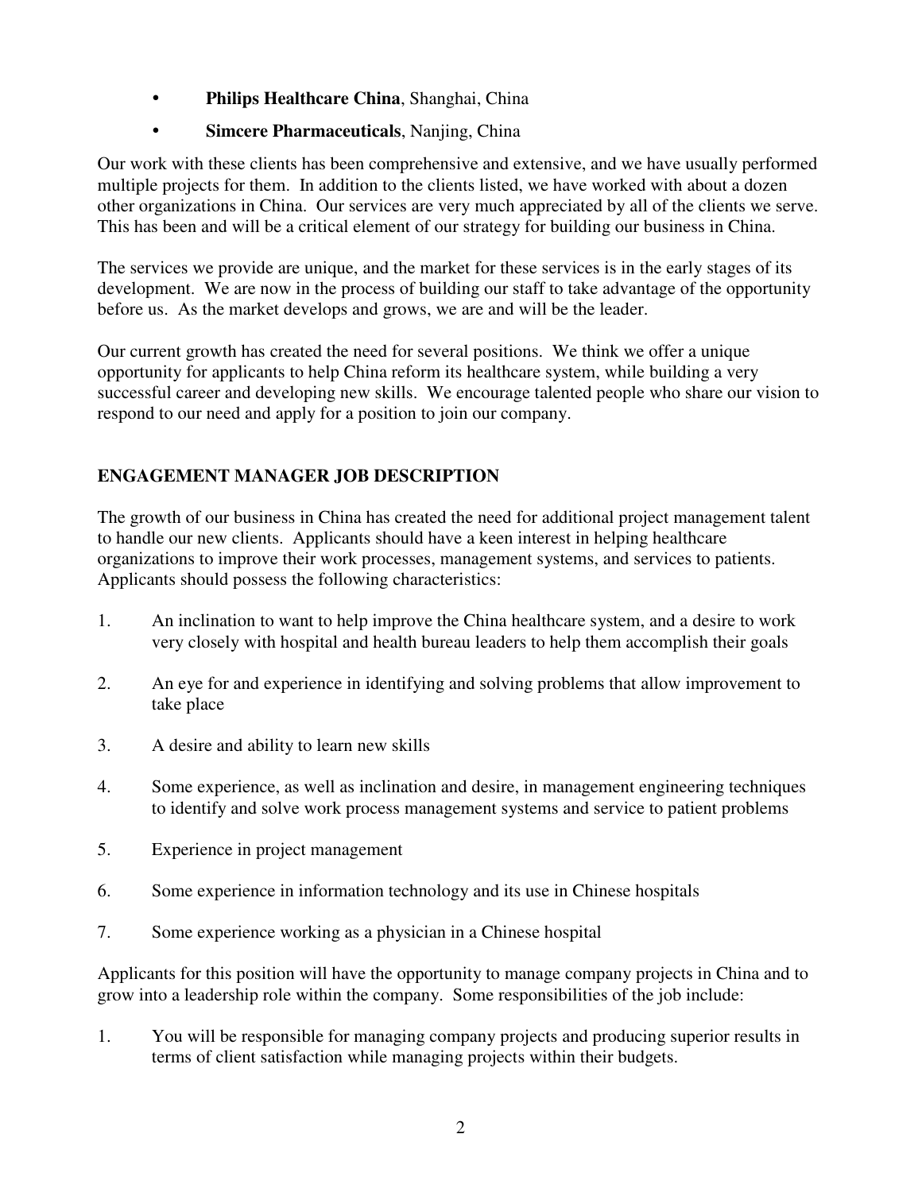- **Philips Healthcare China**, Shanghai, China
- **Simcere Pharmaceuticals**, Nanjing, China

Our work with these clients has been comprehensive and extensive, and we have usually performed multiple projects for them. In addition to the clients listed, we have worked with about a dozen other organizations in China. Our services are very much appreciated by all of the clients we serve. This has been and will be a critical element of our strategy for building our business in China.

The services we provide are unique, and the market for these services is in the early stages of its development. We are now in the process of building our staff to take advantage of the opportunity before us. As the market develops and grows, we are and will be the leader.

Our current growth has created the need for several positions. We think we offer a unique opportunity for applicants to help China reform its healthcare system, while building a very successful career and developing new skills. We encourage talented people who share our vision to respond to our need and apply for a position to join our company.

## ENGAGEMENT MANAGER JOB DESCRIPTION

The growth of our business in China has created the need for additional project management talent to handle our new clients. Applicants should have a keen interest in helping healthcare organizations to improve their work processes, management systems, and services to patients. Applicants should possess the following characteristics:

1. An inclination to want to help improve the China healthcare system, and a desire to work very closely with hospital and health bureau leaders to help them accomplish their goals
2. An eye for and experience in identifying and solving problems that allow improvement to take place
3. A desire and ability to learn new skills
4. Some experience, as well as inclination and desire, in management engineering techniques to identify and solve work process management systems and service to patient problems
5. Experience in project management
6. Some experience in information technology and its use in Chinese hospitals
7. Some experience working as a physician in a Chinese hospital

Applicants for this position will have the opportunity to manage company projects in China and to grow into a leadership role within the company. Some responsibilities of the job include:

1. You will be responsible for managing company projects and producing superior results in terms of client satisfaction while managing projects within their budgets.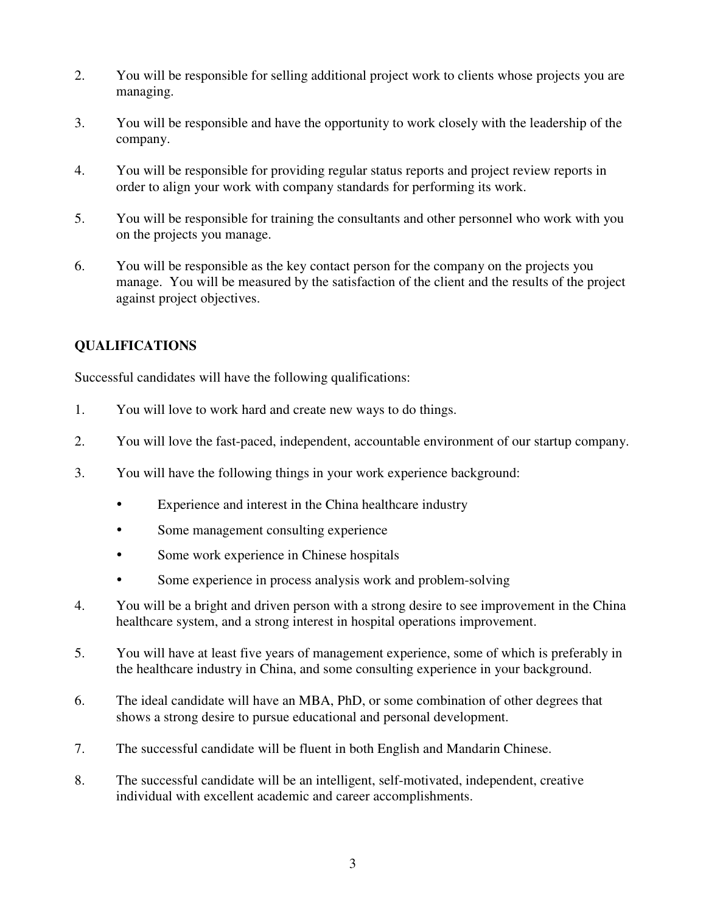2. You will be responsible for selling additional project work to clients whose projects you are managing.

3. You will be responsible and have the opportunity to work closely with the leadership of the company.

4. You will be responsible for providing regular status reports and project review reports in order to align your work with company standards for performing its work.

5. You will be responsible for training the consultants and other personnel who work with you on the projects you manage.

6. You will be responsible as the key contact person for the company on the projects you manage. You will be measured by the satisfaction of the client and the results of the project against project objectives.

## QUALIFICATIONS

Successful candidates will have the following qualifications:

1. You will love to work hard and create new ways to do things.

2. You will love the fast-paced, independent, accountable environment of our startup company.

3. You will have the following things in your work experience background:

   - Experience and interest in the China healthcare industry
   - Some management consulting experience
   - Some work experience in Chinese hospitals
   - Some experience in process analysis work and problem-solving

4. You will be a bright and driven person with a strong desire to see improvement in the China healthcare system, and a strong interest in hospital operations improvement.

5. You will have at least five years of management experience, some of which is preferably in the healthcare industry in China, and some consulting experience in your background.

6. The ideal candidate will have an MBA, PhD, or some combination of other degrees that shows a strong desire to pursue educational and personal development.

7. The successful candidate will be fluent in both English and Mandarin Chinese.

8. The successful candidate will be an intelligent, self-motivated, independent, creative individual with excellent academic and career accomplishments.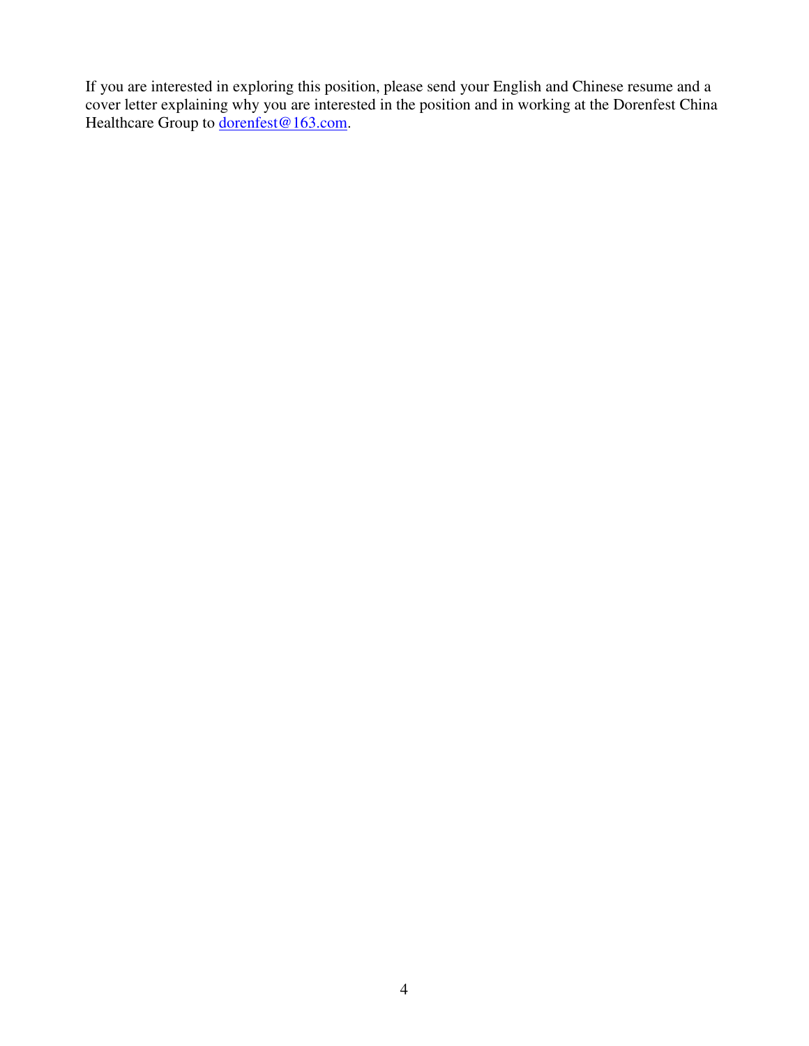If you are interested in exploring this position, please send your English and Chinese resume and a cover letter explaining why you are interested in the position and in working at the Dorenfest China Healthcare Group to [dorenfest@163.com](mailto:dorenfest@163.com).